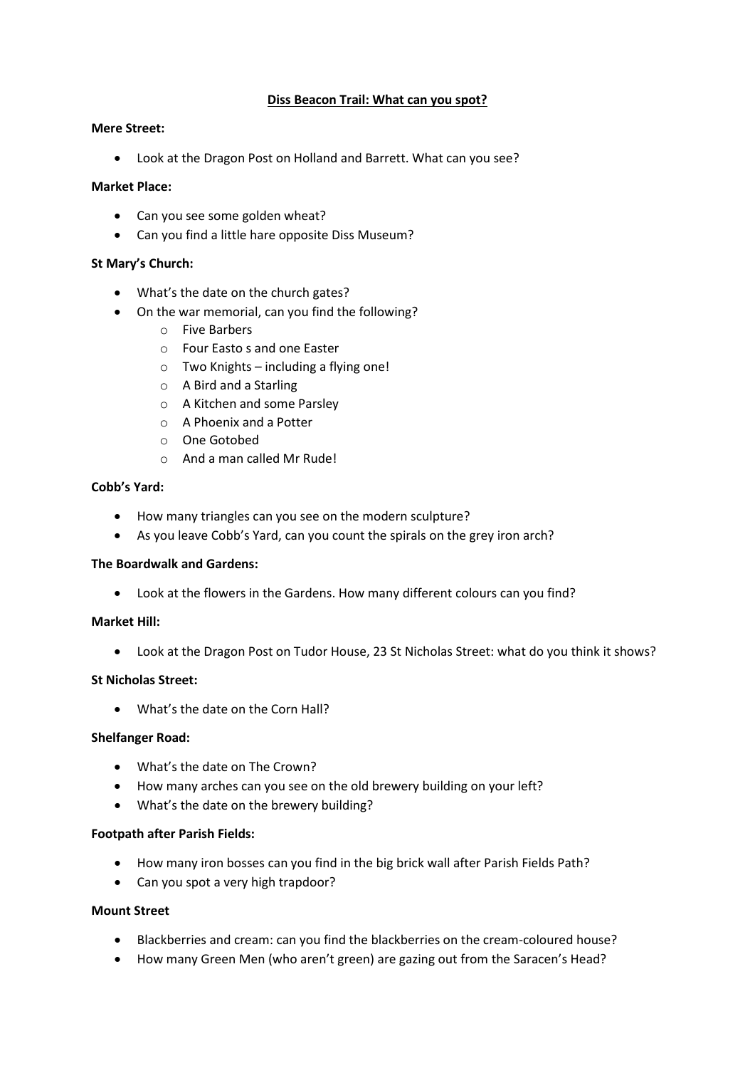# Diss Beacon Trail: What can you spot?

**Mere Street:**

- Look at the Dragon Post on Holland and Barrett. What can you see?

**Market Place:**

- Can you see some golden wheat?
- Can you find a little hare opposite Diss Museum?

**St Mary's Church:**

- What's the date on the church gates?
- On the war memorial, can you find the following?
    - Five Barbers
    - Four Easto s and one Easter
    - Two Knights – including a flying one!
    - A Bird and a Starling
    - A Kitchen and some Parsley
    - A Phoenix and a Potter
    - One Gotobed
    - And a man called Mr Rude!

**Cobb's Yard:**

- How many triangles can you see on the modern sculpture?
- As you leave Cobb's Yard, can you count the spirals on the grey iron arch?

**The Boardwalk and Gardens:**

- Look at the flowers in the Gardens. How many different colours can you find?

**Market Hill:**

- Look at the Dragon Post on Tudor House, 23 St Nicholas Street: what do you think it shows?

**St Nicholas Street:**

- What's the date on the Corn Hall?

**Shelfanger Road:**

- What's the date on The Crown?
- How many arches can you see on the old brewery building on your left?
- What's the date on the brewery building?

**Footpath after Parish Fields:**

- How many iron bosses can you find in the big brick wall after Parish Fields Path?
- Can you spot a very high trapdoor?

**Mount Street**

- Blackberries and cream: can you find the blackberries on the cream-coloured house?
- How many Green Men (who aren't green) are gazing out from the Saracen's Head?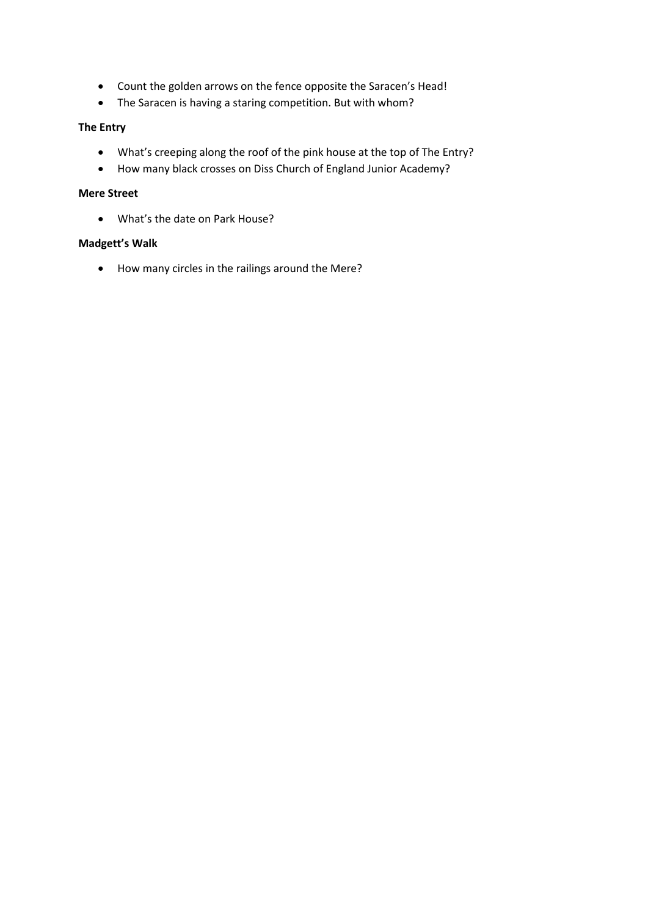- Count the golden arrows on the fence opposite the Saracen's Head!
- The Saracen is having a staring competition. But with whom?

**The Entry**

- What's creeping along the roof of the pink house at the top of The Entry?
- How many black crosses on Diss Church of England Junior Academy?

**Mere Street**

- What's the date on Park House?

**Madgett's Walk**

- How many circles in the railings around the Mere?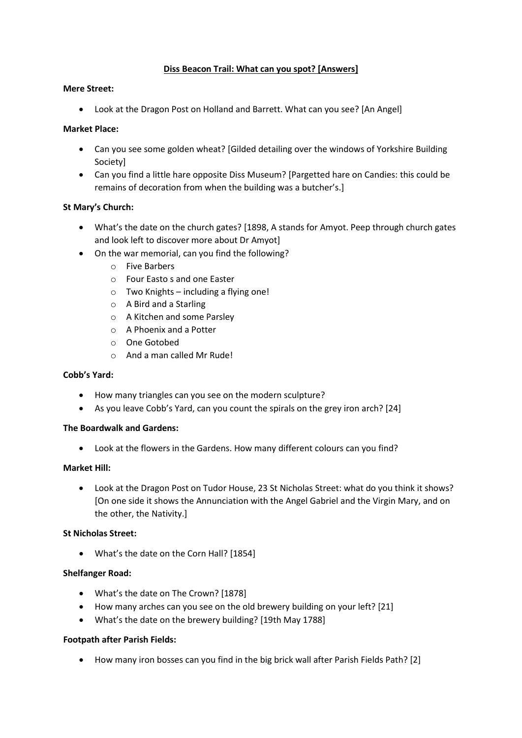**Diss Beacon Trail: What can you spot? [Answers]**

**Mere Street:**

- Look at the Dragon Post on Holland and Barrett. What can you see? [An Angel]

**Market Place:**

- Can you see some golden wheat? [Gilded detailing over the windows of Yorkshire Building Society]
- Can you find a little hare opposite Diss Museum? [Pargetted hare on Candies: this could be remains of decoration from when the building was a butcher's.]

**St Mary's Church:**

- What's the date on the church gates? [1898, A stands for Amyot. Peep through church gates and look left to discover more about Dr Amyot]
- On the war memorial, can you find the following?
  - Five Barbers
  - Four Easto s and one Easter
  - Two Knights – including a flying one!
  - A Bird and a Starling
  - A Kitchen and some Parsley
  - A Phoenix and a Potter
  - One Gotobed
  - And a man called Mr Rude!

**Cobb's Yard:**

- How many triangles can you see on the modern sculpture?
- As you leave Cobb's Yard, can you count the spirals on the grey iron arch? [24]

**The Boardwalk and Gardens:**

- Look at the flowers in the Gardens. How many different colours can you find?

**Market Hill:**

- Look at the Dragon Post on Tudor House, 23 St Nicholas Street: what do you think it shows? [On one side it shows the Annunciation with the Angel Gabriel and the Virgin Mary, and on the other, the Nativity.]

**St Nicholas Street:**

- What's the date on the Corn Hall? [1854]

**Shelfanger Road:**

- What's the date on The Crown? [1878]
- How many arches can you see on the old brewery building on your left? [21]
- What's the date on the brewery building? [19th May 1788]

**Footpath after Parish Fields:**

- How many iron bosses can you find in the big brick wall after Parish Fields Path? [2]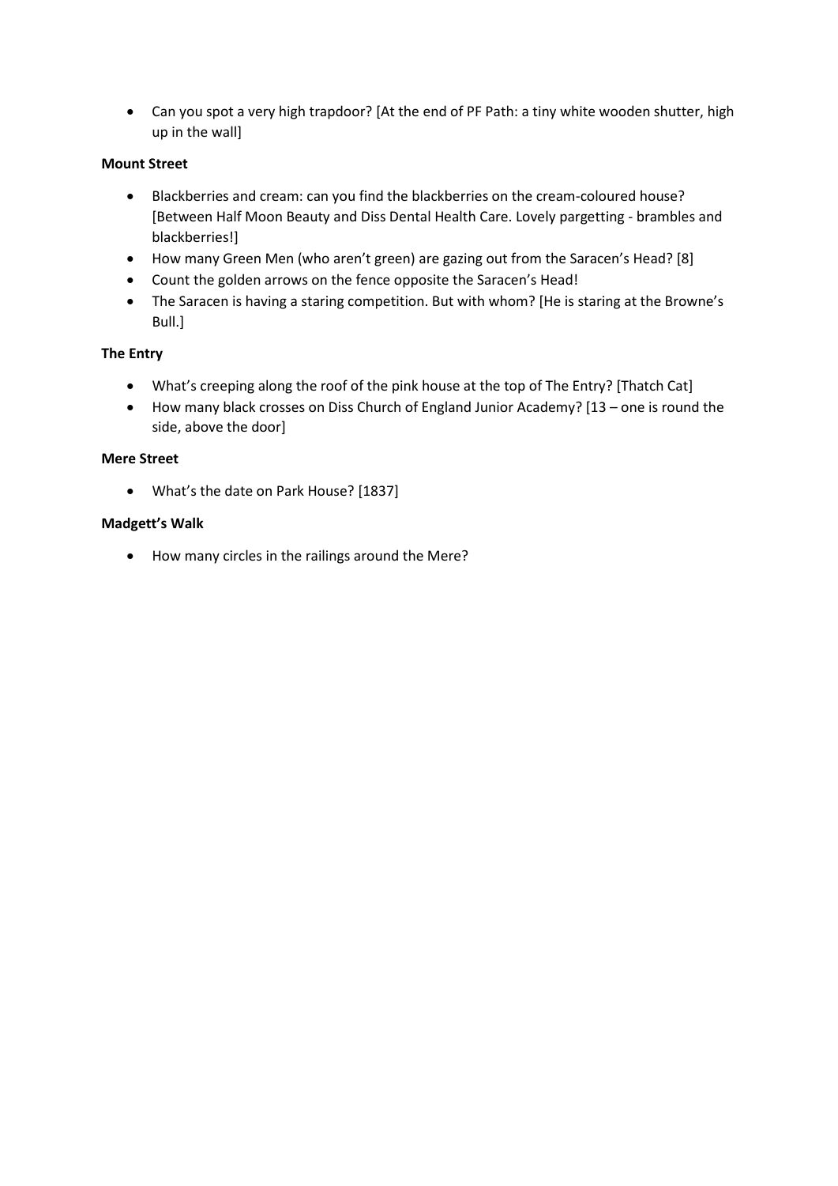- Can you spot a very high trapdoor? [At the end of PF Path: a tiny white wooden shutter, high up in the wall]

**Mount Street**

- Blackberries and cream: can you find the blackberries on the cream-coloured house? [Between Half Moon Beauty and Diss Dental Health Care. Lovely pargetting - brambles and blackberries!]
- How many Green Men (who aren't green) are gazing out from the Saracen's Head? [8]
- Count the golden arrows on the fence opposite the Saracen's Head!
- The Saracen is having a staring competition. But with whom? [He is staring at the Browne's Bull.]

**The Entry**

- What's creeping along the roof of the pink house at the top of The Entry? [Thatch Cat]
- How many black crosses on Diss Church of England Junior Academy? [13 – one is round the side, above the door]

**Mere Street**

- What's the date on Park House? [1837]

**Madgett's Walk**

- How many circles in the railings around the Mere?